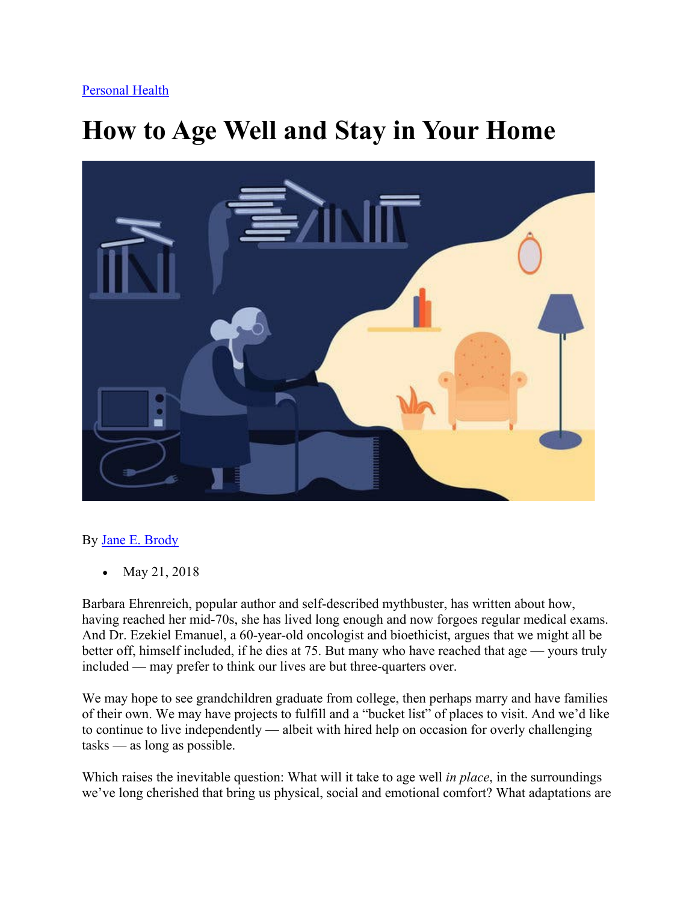[Personal Health]

# How to Age Well and Stay in Your Home

By [Jane E. Brody]

- May 21, 2018

Barbara Ehrenreich, popular author and self-described mythbuster, has written about how, having reached her mid-70s, she has lived long enough and now forgoes regular medical exams. And Dr. Ezekiel Emanuel, a 60-year-old oncologist and bioethicist, argues that we might all be better off, himself included, if he dies at 75. But many who have reached that age — yours truly included — may prefer to think our lives are but three-quarters over.

We may hope to see grandchildren graduate from college, then perhaps marry and have families of their own. We may have projects to fulfill and a "bucket list" of places to visit. And we'd like to continue to live independently — albeit with hired help on occasion for overly challenging tasks — as long as possible.

Which raises the inevitable question: What will it take to age well *in place*, in the surroundings we've long cherished that bring us physical, social and emotional comfort? What adaptations are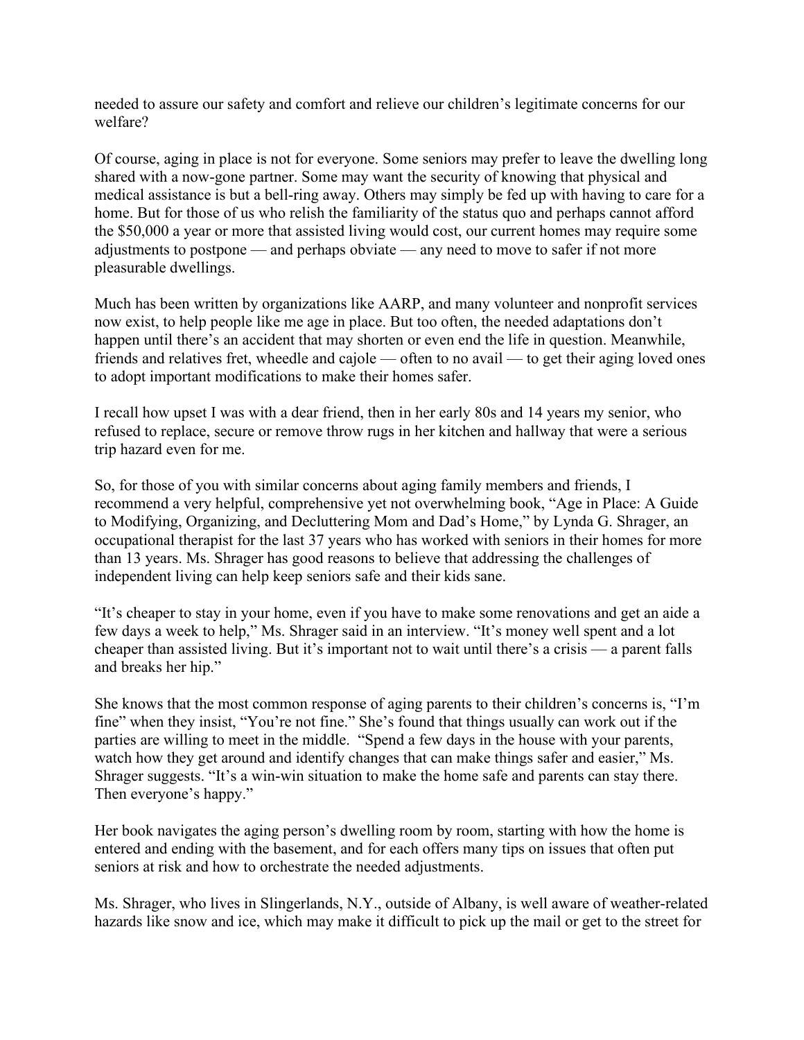needed to assure our safety and comfort and relieve our children's legitimate concerns for our welfare?

Of course, aging in place is not for everyone. Some seniors may prefer to leave the dwelling long shared with a now-gone partner. Some may want the security of knowing that physical and medical assistance is but a bell-ring away. Others may simply be fed up with having to care for a home. But for those of us who relish the familiarity of the status quo and perhaps cannot afford the $50,000 a year or more that assisted living would cost, our current homes may require some adjustments to postpone — and perhaps obviate — any need to move to safer if not more pleasurable dwellings.

Much has been written by organizations like AARP, and many volunteer and nonprofit services now exist, to help people like me age in place. But too often, the needed adaptations don't happen until there's an accident that may shorten or even end the life in question. Meanwhile, friends and relatives fret, wheedle and cajole — often to no avail — to get their aging loved ones to adopt important modifications to make their homes safer.

I recall how upset I was with a dear friend, then in her early 80s and 14 years my senior, who refused to replace, secure or remove throw rugs in her kitchen and hallway that were a serious trip hazard even for me.

So, for those of you with similar concerns about aging family members and friends, I recommend a very helpful, comprehensive yet not overwhelming book, "Age in Place: A Guide to Modifying, Organizing, and Decluttering Mom and Dad's Home," by Lynda G. Shrager, an occupational therapist for the last 37 years who has worked with seniors in their homes for more than 13 years. Ms. Shrager has good reasons to believe that addressing the challenges of independent living can help keep seniors safe and their kids sane.

"It's cheaper to stay in your home, even if you have to make some renovations and get an aide a few days a week to help," Ms. Shrager said in an interview. "It's money well spent and a lot cheaper than assisted living. But it's important not to wait until there's a crisis — a parent falls and breaks her hip."

She knows that the most common response of aging parents to their children's concerns is, "I'm fine" when they insist, "You're not fine." She's found that things usually can work out if the parties are willing to meet in the middle. "Spend a few days in the house with your parents, watch how they get around and identify changes that can make things safer and easier," Ms. Shrager suggests. "It's a win-win situation to make the home safe and parents can stay there. Then everyone's happy."

Her book navigates the aging person's dwelling room by room, starting with how the home is entered and ending with the basement, and for each offers many tips on issues that often put seniors at risk and how to orchestrate the needed adjustments.

Ms. Shrager, who lives in Slingerlands, N.Y., outside of Albany, is well aware of weather-related hazards like snow and ice, which may make it difficult to pick up the mail or get to the street for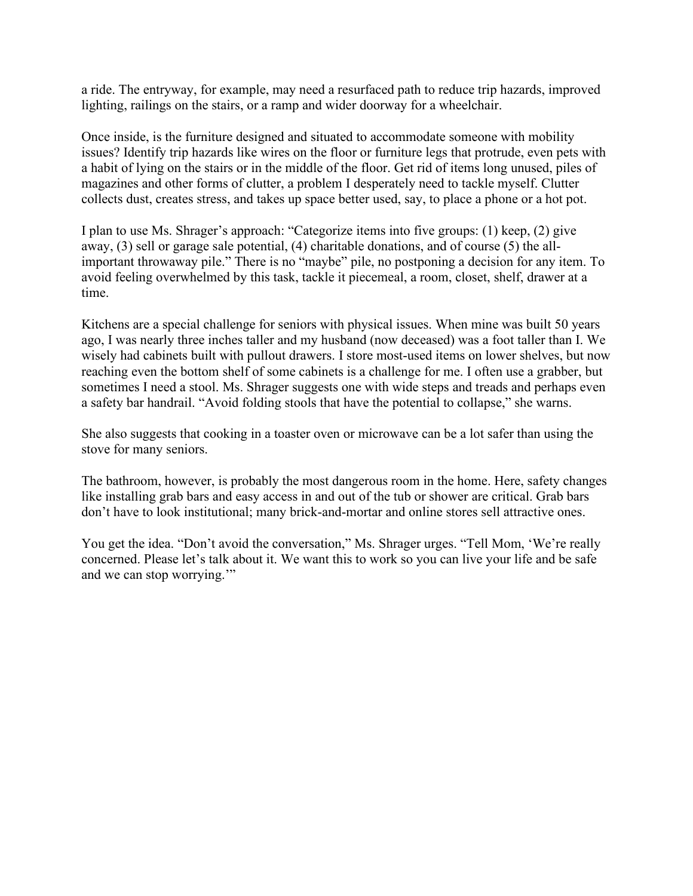a ride. The entryway, for example, may need a resurfaced path to reduce trip hazards, improved lighting, railings on the stairs, or a ramp and wider doorway for a wheelchair.

Once inside, is the furniture designed and situated to accommodate someone with mobility issues? Identify trip hazards like wires on the floor or furniture legs that protrude, even pets with a habit of lying on the stairs or in the middle of the floor. Get rid of items long unused, piles of magazines and other forms of clutter, a problem I desperately need to tackle myself. Clutter collects dust, creates stress, and takes up space better used, say, to place a phone or a hot pot.

I plan to use Ms. Shrager's approach: "Categorize items into five groups: (1) keep, (2) give away, (3) sell or garage sale potential, (4) charitable donations, and of course (5) the all-important throwaway pile." There is no "maybe" pile, no postponing a decision for any item. To avoid feeling overwhelmed by this task, tackle it piecemeal, a room, closet, shelf, drawer at a time.

Kitchens are a special challenge for seniors with physical issues. When mine was built 50 years ago, I was nearly three inches taller and my husband (now deceased) was a foot taller than I. We wisely had cabinets built with pullout drawers. I store most-used items on lower shelves, but now reaching even the bottom shelf of some cabinets is a challenge for me. I often use a grabber, but sometimes I need a stool. Ms. Shrager suggests one with wide steps and treads and perhaps even a safety bar handrail. "Avoid folding stools that have the potential to collapse," she warns.

She also suggests that cooking in a toaster oven or microwave can be a lot safer than using the stove for many seniors.

The bathroom, however, is probably the most dangerous room in the home. Here, safety changes like installing grab bars and easy access in and out of the tub or shower are critical. Grab bars don't have to look institutional; many brick-and-mortar and online stores sell attractive ones.

You get the idea. "Don't avoid the conversation," Ms. Shrager urges. "Tell Mom, 'We're really concerned. Please let's talk about it. We want this to work so you can live your life and be safe and we can stop worrying.'"